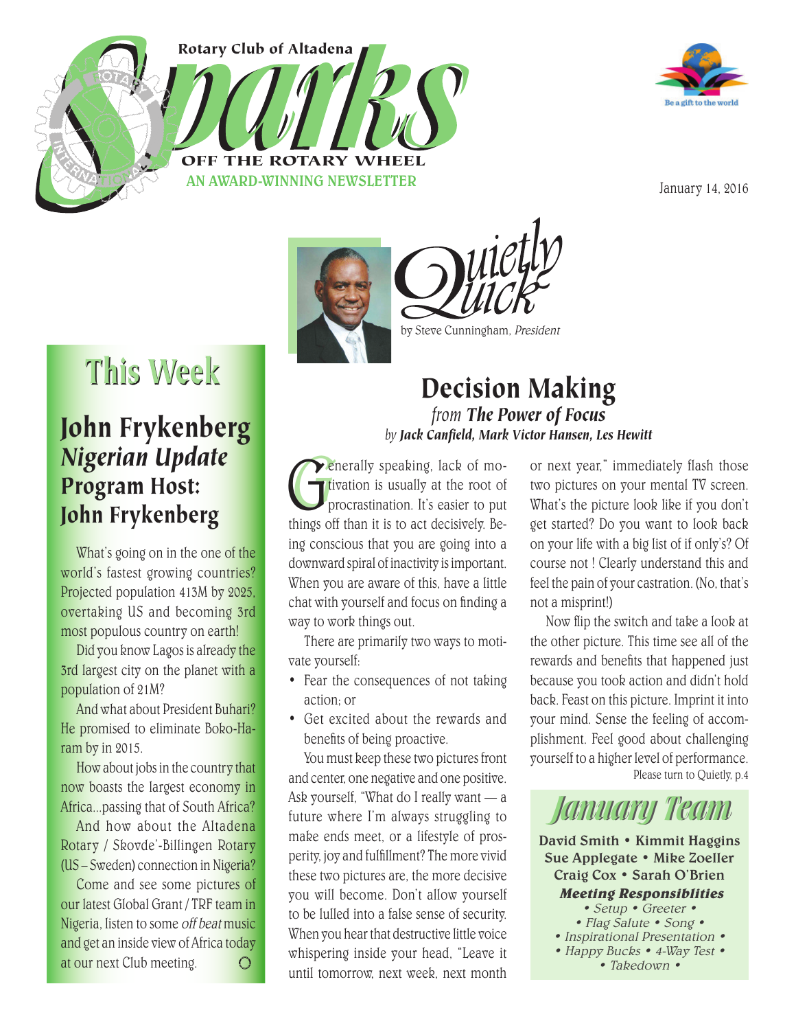Rotary Club of Altadena

# Sparks

OFF THE ROTARY WHEEL

AN AWARD-WINNING NEWSLETTER

Be a gift to the world

January 14, 2016

## This Week

## John Frykenberg *Nigerian Update* Program Host: John Frykenberg

What's going on in the one of the world's fastest growing countries? Projected population 413M by 2025, overtaking US and becoming 3rd most populous country on earth!

Did you know Lagos is already the 3rd largest city on the planet with a population of 21M?

And what about President Buhari? He promised to eliminate Boko-Haram by in 2015.

How about jobs in the country that now boasts the largest economy in Africa...passing that of South Africa?

And how about the Altadena Rotary / Skovde'-Billingen Rotary (US – Sweden) connection in Nigeria?

Come and see some pictures of our latest Global Grant / TRF team in Nigeria, listen to some *off beat* music and get an inside view of Africa today at our next Club meeting.

## Quietly Quick

by Steve Cunningham, *President*

## Decision Making

*from* **The Power of Focus**

*by* ***Jack Canfield, Mark Victor Hansen, Les Hewitt***

Generally speaking, lack of motivation is usually at the root of procrastination. It's easier to put things off than it is to act decisively. Being conscious that you are going into a downward spiral of inactivity is important. When you are aware of this, have a little chat with yourself and focus on finding a way to work things out.

There are primarily two ways to motivate yourself:

- Fear the consequences of not taking action; or
- Get excited about the rewards and benefits of being proactive.

You must keep these two pictures front and center, one negative and one positive. Ask yourself, "What do I really want — a future where I'm always struggling to make ends meet, or a lifestyle of prosperity, joy and fulfillment? The more vivid these two pictures are, the more decisive you will become. Don't allow yourself to be lulled into a false sense of security. When you hear that destructive little voice whispering inside your head, "Leave it until tomorrow, next week, next month or next year," immediately flash those two pictures on your mental TV screen. What's the picture look like if you don't get started? Do you want to look back on your life with a big list of if only's? Of course not ! Clearly understand this and feel the pain of your castration. (No, that's not a misprint!)

Now flip the switch and take a look at the other picture. This time see all of the rewards and benefits that happened just because you took action and didn't hold back. Feast on this picture. Imprint it into your mind. Sense the feeling of accomplishment. Feel good about challenging yourself to a higher level of performance.

Please turn to Quietly, p.4

## January Team

**David Smith • Kimmit Haggins**
**Sue Applegate • Mike Zoeller**
**Craig Cox • Sarah O'Brien**

***Meeting Responsiblities***

*• Setup • Greeter •*
*• Flag Salute • Song •*
*• Inspirational Presentation •*
*• Happy Bucks • 4-Way Test •*
*• Takedown •*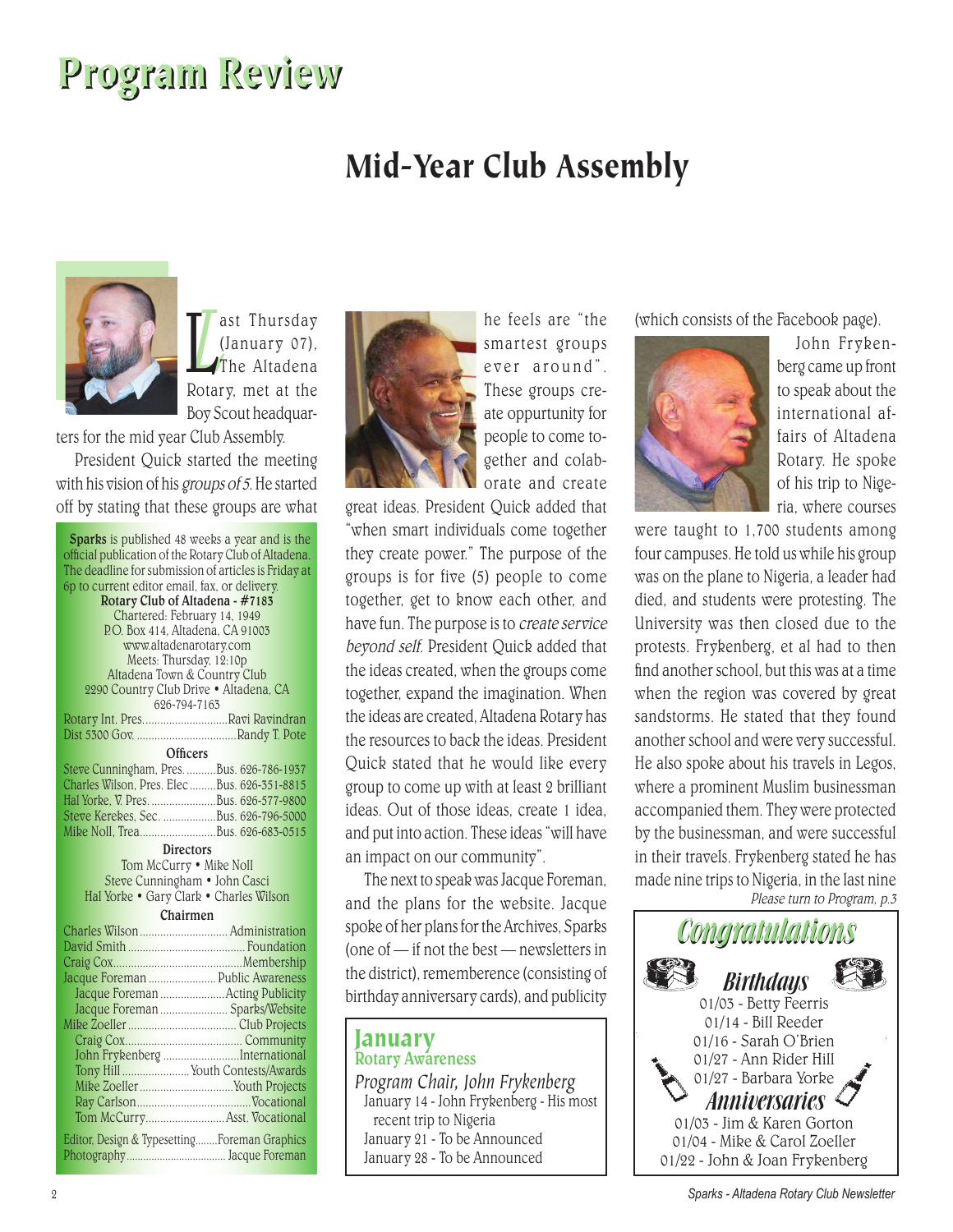# Program Review

## Mid-Year Club Assembly

Last Thursday (January 07), The Altadena Rotary, met at the Boy Scout headquarters for the mid year Club Assembly.

President Quick started the meeting with his vision of his *groups of 5*. He started off by stating that these groups are what he feels are "the smartest groups ever around". These groups create oppurtunity for people to come together and colaborate and create great ideas. President Quick added that "when smart individuals come together they create power." The purpose of the groups is for five (5) people to come together, get to know each other, and have fun. The purpose is to *create service beyond self*. President Quick added that the ideas created, when the groups come together, expand the imagination. When the ideas are created, Altadena Rotary has the resources to back the ideas. President Quick stated that he would like every group to come up with at least 2 brilliant ideas. Out of those ideas, create 1 idea, and put into action. These ideas "will have an impact on our community".

The next to speak was Jacque Foreman, and the plans for the website. Jacque spoke of her plans for the Archives, Sparks (one of — if not the best — newsletters in the district), rememberence (consisting of birthday anniversary cards), and publicity (which consists of the Facebook page).

John Frykenberg came up front to speak about the international affairs of Altadena Rotary. He spoke of his trip to Nigeria, where courses were taught to 1,700 students among four campuses. He told us while his group was on the plane to Nigeria, a leader had died, and students were protesting. The University was then closed due to the protests. Frykenberg, et al had to then find another school, but this was at a time when the region was covered by great sandstorms. He stated that they found another school and were very successful. He also spoke about his travels in Legos, where a prominent Muslim businessman accompanied them. They were protected by the businessman, and were successful in their travels. Frykenberg stated he has made nine trips to Nigeria, in the last nine

*Please turn to Program, p.3*

---

**Sparks** is published 48 weeks a year and is the official publication of the Rotary Club of Altadena. The deadline for submission of articles is Friday at 6p to current editor email, fax, or delivery.

**Rotary Club of Altadena - #7183**
Chartered: February 14, 1949
P.O. Box 414, Altadena, CA 91003
www.altadenarotary.com
Meets: Thursday, 12:10p
Altadena Town & Country Club
2290 Country Club Drive • Altadena, CA
626-794-7163

Rotary Int. Pres. ............ Ravi Ravindran
Dist 5300 Gov. ............ Randy T. Pote

**Officers**

Steve Cunningham, Pres. .......... Bus. 626-786-1937
Charles Wilson, Pres. Elec ......... Bus. 626-351-8815
Hal Yorke, V. Pres. ............ Bus. 626-577-9800
Steve Kerekes, Sec. ............ Bus. 626-796-5000
Mike Noll, Trea ............ Bus. 626-683-0515

**Directors**

Tom McCurry • Mike Noll
Steve Cunningham • John Casci
Hal Yorke • Gary Clark • Charles Wilson

**Chairmen**

Charles Wilson ............ Administration
David Smith ............ Foundation
Craig Cox ............ Membership
Jacque Foreman ............ Public Awareness
Jacque Foreman ............ Acting Publicity
Jacque Foreman ............ Sparks/Website
Mike Zoeller ............ Club Projects
Craig Cox ............ Community
John Frykenberg ............ International
Tony Hill ............ Youth Contests/Awards
Mike Zoeller ............ Youth Projects
Ray Carlson ............ Vocational
Tom McCurry ............ Asst. Vocational

Editor, Design & Typesetting ........ Foreman Graphics
Photography ............ Jacque Foreman

---

**January**
**Rotary Awareness**

*Program Chair, John Frykenberg*

January 14 - John Frykenberg - His most recent trip to Nigeria
January 21 - To be Announced
January 28 - To be Announced

---

**Congratulations**

**Birthdays**

01/03 - Betty Feerris
01/14 - Bill Reeder
01/16 - Sarah O'Brien
01/27 - Ann Rider Hill
01/27 - Barbara Yorke

**Anniversaries**

01/03 - Jim & Karen Gorton
01/04 - Mike & Carol Zoeller
01/22 - John & Joan Frykenberg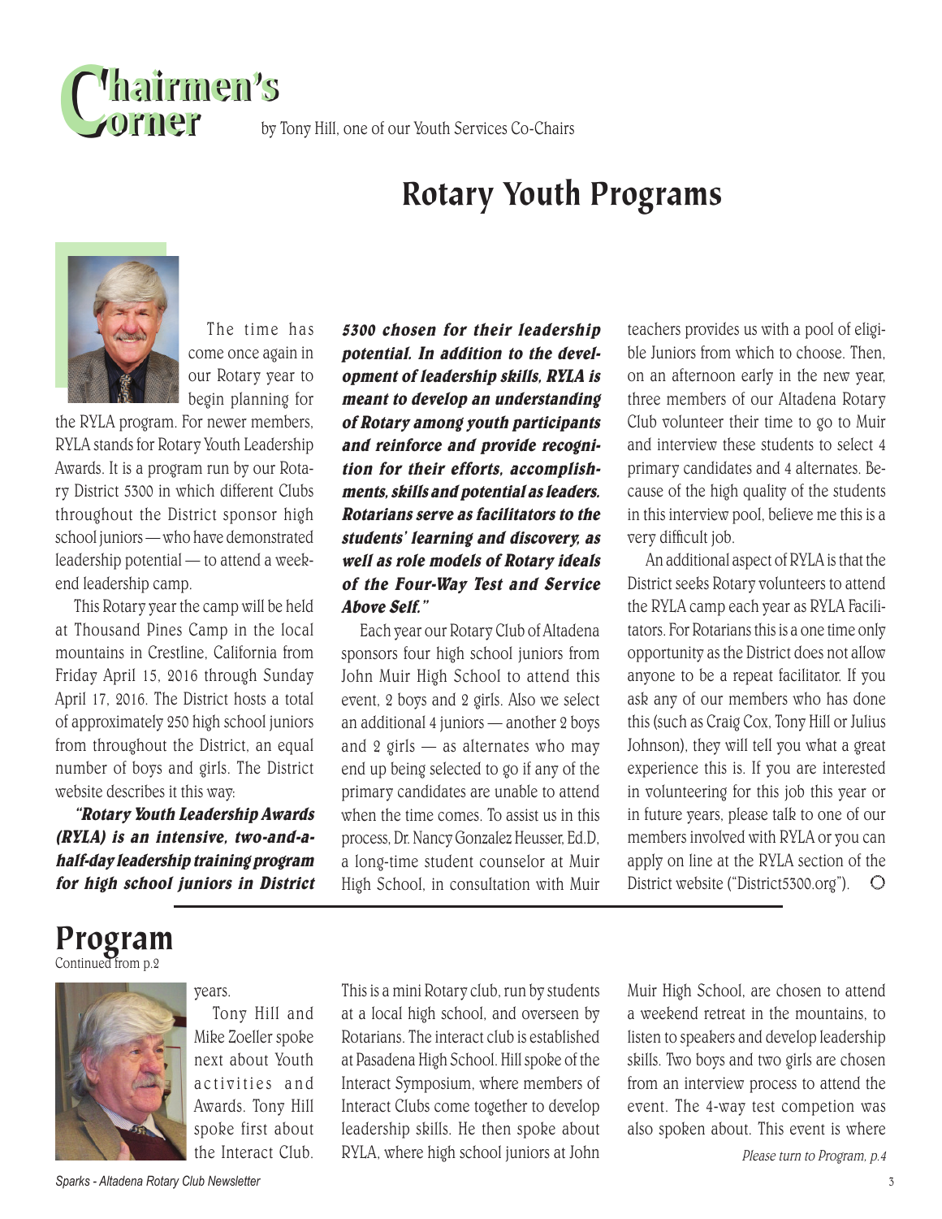# Chairmen's Corner

by Tony Hill, one of our Youth Services Co-Chairs

## Rotary Youth Programs

The time has come once again in our Rotary year to begin planning for the RYLA program. For newer members, RYLA stands for Rotary Youth Leadership Awards. It is a program run by our Rotary District 5300 in which different Clubs throughout the District sponsor high school juniors — who have demonstrated leadership potential — to attend a weekend leadership camp.

This Rotary year the camp will be held at Thousand Pines Camp in the local mountains in Crestline, California from Friday April 15, 2016 through Sunday April 17, 2016. The District hosts a total of approximately 250 high school juniors from throughout the District, an equal number of boys and girls. The District website describes it this way:

***"Rotary Youth Leadership Awards (RYLA) is an intensive, two-and-a-half-day leadership training program for high school juniors in District 5300 chosen for their leadership potential. In addition to the development of leadership skills, RYLA is meant to develop an understanding of Rotary among youth participants and reinforce and provide recognition for their efforts, accomplishments, skills and potential as leaders. Rotarians serve as facilitators to the students' learning and discovery, as well as role models of Rotary ideals of the Four-Way Test and Service Above Self."***

Each year our Rotary Club of Altadena sponsors four high school juniors from John Muir High School to attend this event, 2 boys and 2 girls. Also we select an additional 4 juniors — another 2 boys and 2 girls — as alternates who may end up being selected to go if any of the primary candidates are unable to attend when the time comes. To assist us in this process, Dr. Nancy Gonzalez Heusser, Ed.D, a long-time student counselor at Muir High School, in consultation with Muir teachers provides us with a pool of eligible Juniors from which to choose. Then, on an afternoon early in the new year, three members of our Altadena Rotary Club volunteer their time to go to Muir and interview these students to select 4 primary candidates and 4 alternates. Because of the high quality of the students in this interview pool, believe me this is a very difficult job.

An additional aspect of RYLA is that the District seeks Rotary volunteers to attend the RYLA camp each year as RYLA Facilitators. For Rotarians this is a one time only opportunity as the District does not allow anyone to be a repeat facilitator. If you ask any of our members who has done this (such as Craig Cox, Tony Hill or Julius Johnson), they will tell you what a great experience this is. If you are interested in volunteering for this job this year or in future years, please talk to one of our members involved with RYLA or you can apply on line at the RYLA section of the District website ("District5300.org").

## Program

Continued from p.2

years.

Tony Hill and Mike Zoeller spoke next about Youth activities and Awards. Tony Hill spoke first about the Interact Club. This is a mini Rotary club, run by students at a local high school, and overseen by Rotarians. The interact club is established at Pasadena High School. Hill spoke of the Interact Symposium, where members of Interact Clubs come together to develop leadership skills. He then spoke about RYLA, where high school juniors at John Muir High School, are chosen to attend a weekend retreat in the mountains, to listen to speakers and develop leadership skills. Two boys and two girls are chosen from an interview process to attend the event. The 4-way test competion was also spoken about. This event is where

*Please turn to Program, p.4*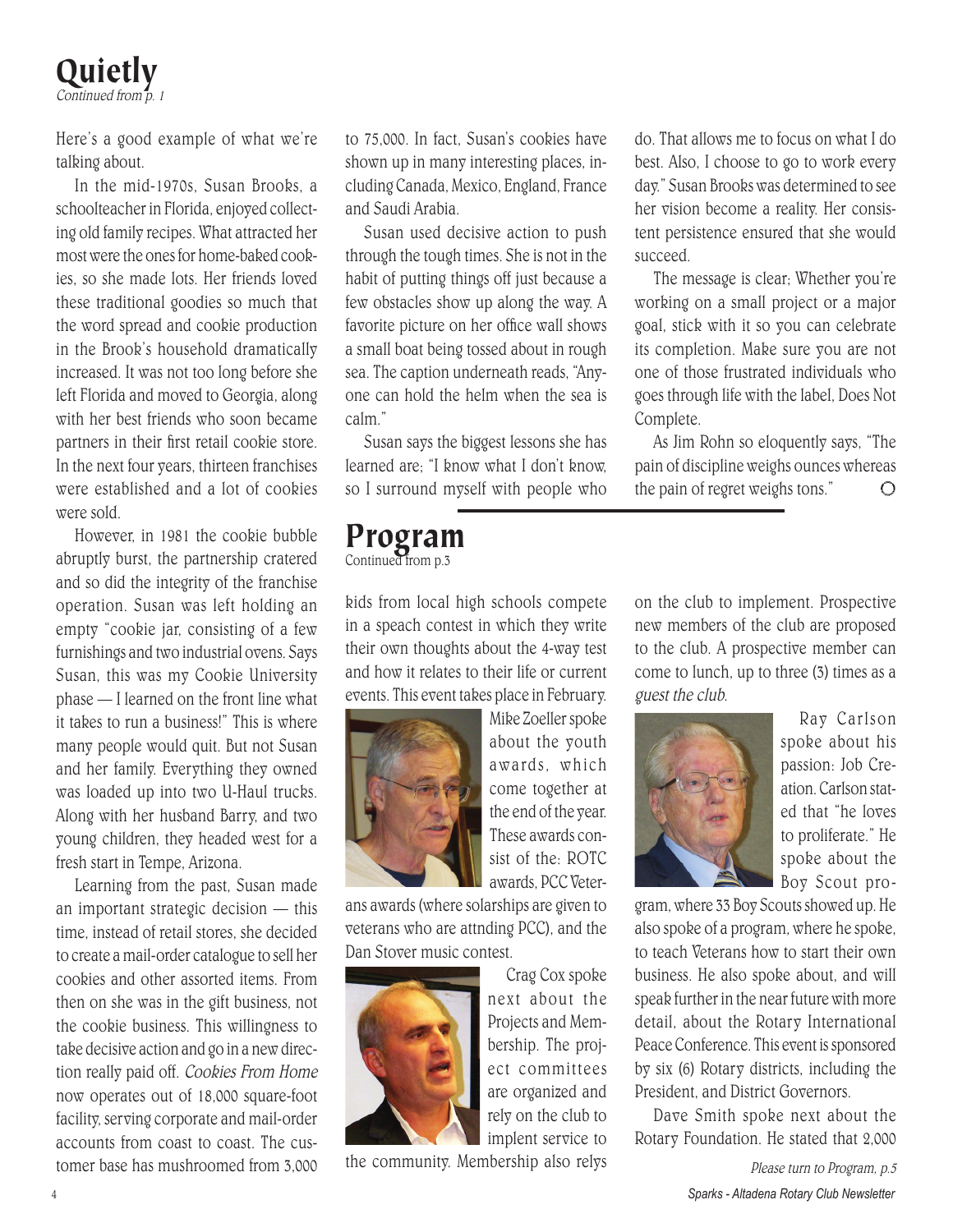# Quietly

*Continued from p. 1*

Here's a good example of what we're talking about.

In the mid-1970s, Susan Brooks, a schoolteacher in Florida, enjoyed collecting old family recipes. What attracted her most were the ones for home-baked cookies, so she made lots. Her friends loved these traditional goodies so much that the word spread and cookie production in the Brook's household dramatically increased. It was not too long before she left Florida and moved to Georgia, along with her best friends who soon became partners in their first retail cookie store. In the next four years, thirteen franchises were established and a lot of cookies were sold.

However, in 1981 the cookie bubble abruptly burst, the partnership cratered and so did the integrity of the franchise operation. Susan was left holding an empty "cookie jar, consisting of a few furnishings and two industrial ovens. Says Susan, this was my Cookie University phase — I learned on the front line what it takes to run a business!" This is where many people would quit. But not Susan and her family. Everything they owned was loaded up into two U-Haul trucks. Along with her husband Barry, and two young children, they headed west for a fresh start in Tempe, Arizona.

Learning from the past, Susan made an important strategic decision — this time, instead of retail stores, she decided to create a mail-order catalogue to sell her cookies and other assorted items. From then on she was in the gift business, not the cookie business. This willingness to take decisive action and go in a new direction really paid off. *Cookies From Home* now operates out of 18,000 square-foot facility, serving corporate and mail-order accounts from coast to coast. The customer base has mushroomed from 3,000 to 75,000. In fact, Susan's cookies have shown up in many interesting places, including Canada, Mexico, England, France and Saudi Arabia.

Susan used decisive action to push through the tough times. She is not in the habit of putting things off just because a few obstacles show up along the way. A favorite picture on her office wall shows a small boat being tossed about in rough sea. The caption underneath reads, "Anyone can hold the helm when the sea is calm."

Susan says the biggest lessons she has learned are; "I know what I don't know, so I surround myself with people who do. That allows me to focus on what I do best. Also, I choose to go to work every day." Susan Brooks was determined to see her vision become a reality. Her consistent persistence ensured that she would succeed.

The message is clear; Whether you're working on a small project or a major goal, stick with it so you can celebrate its completion. Make sure you are not one of those frustrated individuals who goes through life with the label, Does Not Complete.

As Jim Rohn so eloquently says, "The pain of discipline weighs ounces whereas the pain of regret weighs tons."

# Program

Continued from p.3

kids from local high schools compete in a speach contest in which they write their own thoughts about the 4-way test and how it relates to their life or current events. This event takes place in February.

Mike Zoeller spoke about the youth awards, which come together at the end of the year. These awards consist of the: ROTC awards, PCC Veterans awards (where solarships are given to veterans who are attnding PCC), and the Dan Stover music contest.

Crag Cox spoke next about the Projects and Membership. The project committees are organized and rely on the club to implent service to the community. Membership also relys on the club to implement. Prospective new members of the club are proposed to the club. A prospective member can come to lunch, up to three (3) times as a *guest the club*.

Ray Carlson spoke about his passion: Job Creation. Carlson stated that "he loves to proliferate." He spoke about the Boy Scout program, where 33 Boy Scouts showed up. He also spoke of a program, where he spoke, to teach Veterans how to start their own business. He also spoke about, and will speak further in the near future with more detail, about the Rotary International Peace Conference. This event is sponsored by six (6) Rotary districts, including the President, and District Governors.

Dave Smith spoke next about the Rotary Foundation. He stated that 2,000

*Please turn to Program, p.5*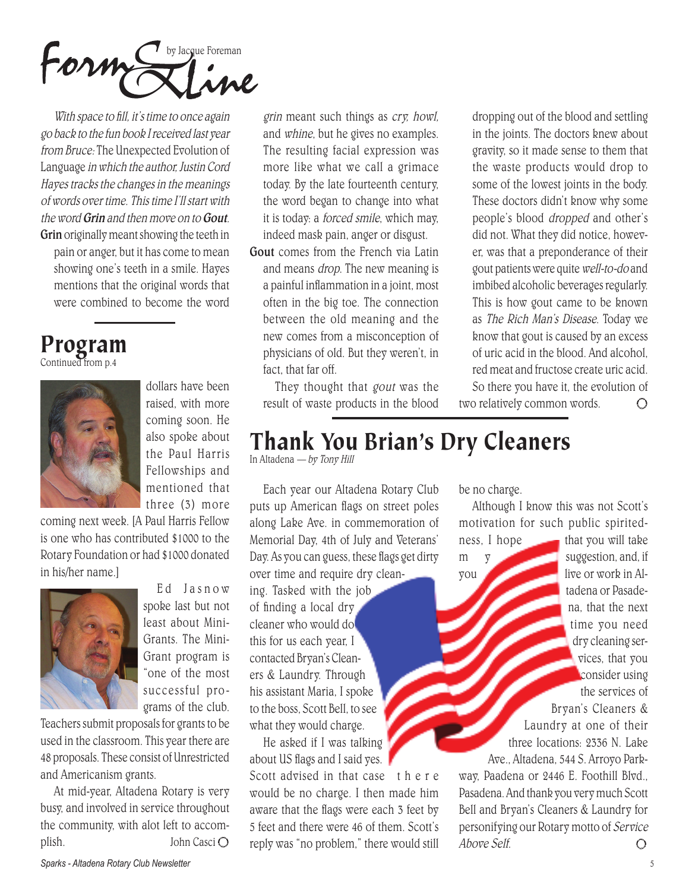# Form & Line

by Jacque Foreman

*With space to fill, it's time to once again go back to the fun book I received last year from Bruce:* The Unexpected Evolution of Language *in which the author, Justin Cord Hayes tracks the changes in the meanings of words over time. This time I'll start with the word* ***Grin*** *and then move on to* ***Gout****.*

**Grin** originally meant showing the teeth in pain or anger, but it has come to mean showing one's teeth in a smile. Hayes mentions that the original words that were combined to become the word *grin* meant such things as *cry, howl,* and *whine*, but he gives no examples. The resulting facial expression was more like what we call a grimace today. By the late fourteenth century, the word began to change into what it is today: a *forced smile*, which may, indeed mask pain, anger or disgust.

**Gout** comes from the French via Latin and means *drop*. The new meaning is a painful inflammation in a joint, most often in the big toe. The connection between the old meaning and the new comes from a misconception of physicians of old. But they weren't, in fact, that far off.

They thought that *gout* was the result of waste products in the blood dropping out of the blood and settling in the joints. The doctors knew about gravity, so it made sense to them that the waste products would drop to some of the lowest joints in the body. These doctors didn't know why some people's blood *dropped* and other's did not. What they did notice, however, was that a preponderance of their gout patients were quite *well-to-do* and imbibed alcoholic beverages regularly. This is how gout came to be known as *The Rich Man's Disease*. Today we know that gout is caused by an excess of uric acid in the blood. And alcohol, red meat and fructose create uric acid. So there you have it, the evolution of two relatively common words.

# Program

Continued from p.4

dollars have been raised, with more coming soon. He also spoke about the Paul Harris Fellowships and mentioned that three (3) more coming next week. [A Paul Harris Fellow is one who has contributed $1000 to the Rotary Foundation or had $1000 donated in his/her name.]

Ed Jasnow spoke last but not least about Mini-Grants. The Mini-Grant program is "one of the most successful programs of the club. Teachers submit proposals for grants to be used in the classroom. This year there are 48 proposals. These consist of Unrestricted and Americanism grants.

At mid-year, Altadena Rotary is very busy, and involved in service throughout the community, with alot left to accomplish.

John Casci

# Thank You Brian's Dry Cleaners

In Altadena — *by Tony Hill*

Each year our Altadena Rotary Club puts up American flags on street poles along Lake Ave. in commemoration of Memorial Day, 4th of July and Veterans' Day. As you can guess, these flags get dirty over time and require dry cleaning. Tasked with the job of finding a local dry cleaner who would do this for us each year, I contacted Bryan's Cleaners & Laundry. Through his assistant Maria, I spoke to the boss, Scott Bell, to see what they would charge.

He asked if I was talking about US flags and I said yes. Scott advised in that case there would be no charge. I then made him aware that the flags were each 3 feet by 5 feet and there were 46 of them. Scott's reply was "no problem," there would still be no charge.

Although I know this was not Scott's motivation for such public spiritedness, I hope that you will take my suggestion, and, if you live or work in Altadena or Pasadena, that the next time you need dry cleaning services, that you consider using the services of Bryan's Cleaners & Laundry at one of their three locations: 2336 N. Lake Ave., Altadena, 544 S. Arroyo Parkway, Paadena or 2446 E. Foothill Blvd., Pasadena. And thank you very much Scott Bell and Bryan's Cleaners & Laundry for personifying our Rotary motto of *Service Above Self.*